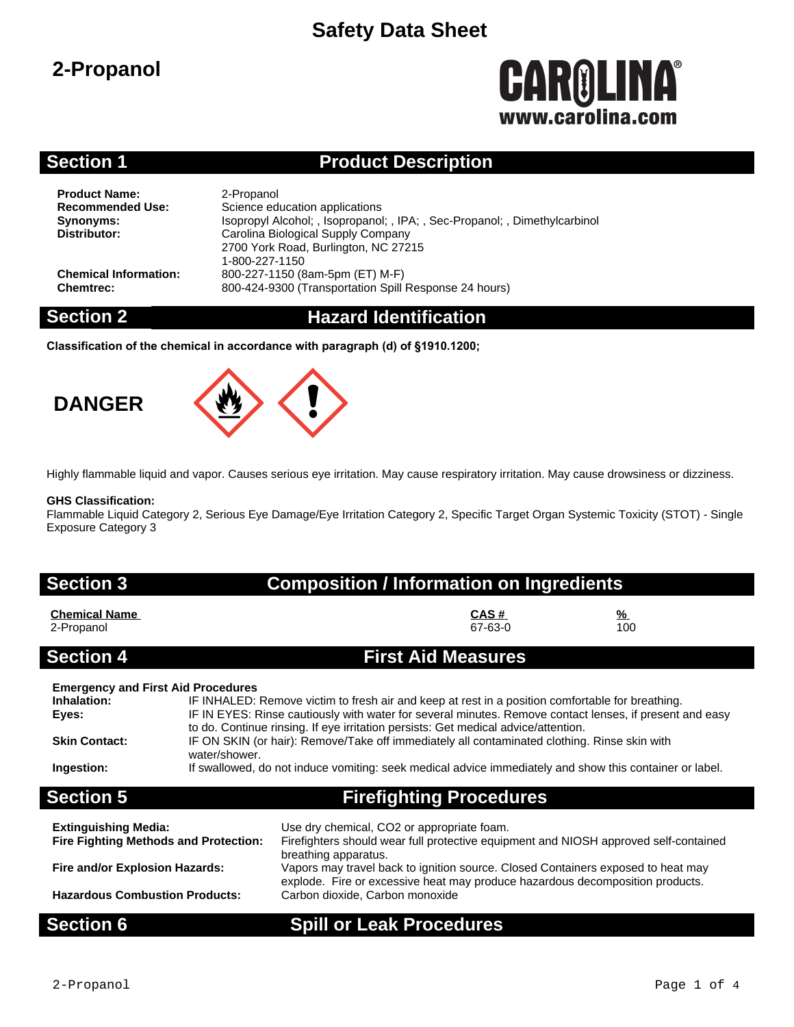# Safety Data Sheet

# 2-Propanol

CAROLINA®
www.carolina.com

## Section 1 Product Description

**Product Name:** 2-Propanol
**Recommended Use:** Science education applications
**Synonyms:** Isopropyl Alcohol; , Isopropanol; , IPA; , Sec-Propanol; , Dimethylcarbinol
**Distributor:** Carolina Biological Supply Company
2700 York Road, Burlington, NC 27215
1-800-227-1150
**Chemical Information:** 800-227-1150 (8am-5pm (ET) M-F)
**Chemtrec:** 800-424-9300 (Transportation Spill Response 24 hours)

## Section 2 Hazard Identification

**Classification of the chemical in accordance with paragraph (d) of §1910.1200;**

**DANGER**

Highly flammable liquid and vapor. Causes serious eye irritation. May cause respiratory irritation. May cause drowsiness or dizziness.

**GHS Classification:**
Flammable Liquid Category 2, Serious Eye Damage/Eye Irritation Category 2, Specific Target Organ Systemic Toxicity (STOT) - Single Exposure Category 3

## Section 3 Composition / Information on Ingredients

| Chemical Name | CAS # | % |
|---|---|---|
| 2-Propanol | 67-63-0 | 100 |

## Section 4 First Aid Measures

**Emergency and First Aid Procedures**

**Inhalation:** IF INHALED: Remove victim to fresh air and keep at rest in a position comfortable for breathing.

**Eyes:** IF IN EYES: Rinse cautiously with water for several minutes. Remove contact lenses, if present and easy to do. Continue rinsing. If eye irritation persists: Get medical advice/attention.

**Skin Contact:** IF ON SKIN (or hair): Remove/Take off immediately all contaminated clothing. Rinse skin with water/shower.

**Ingestion:** If swallowed, do not induce vomiting: seek medical advice immediately and show this container or label.

## Section 5 Firefighting Procedures

**Extinguishing Media:** Use dry chemical, $CO_2$ or appropriate foam.

**Fire Fighting Methods and Protection:** Firefighters should wear full protective equipment and NIOSH approved self-contained breathing apparatus.

**Fire and/or Explosion Hazards:** Vapors may travel back to ignition source. Closed Containers exposed to heat may explode. Fire or excessive heat may produce hazardous decomposition products.

**Hazardous Combustion Products:** Carbon dioxide, Carbon monoxide

## Section 6 Spill or Leak Procedures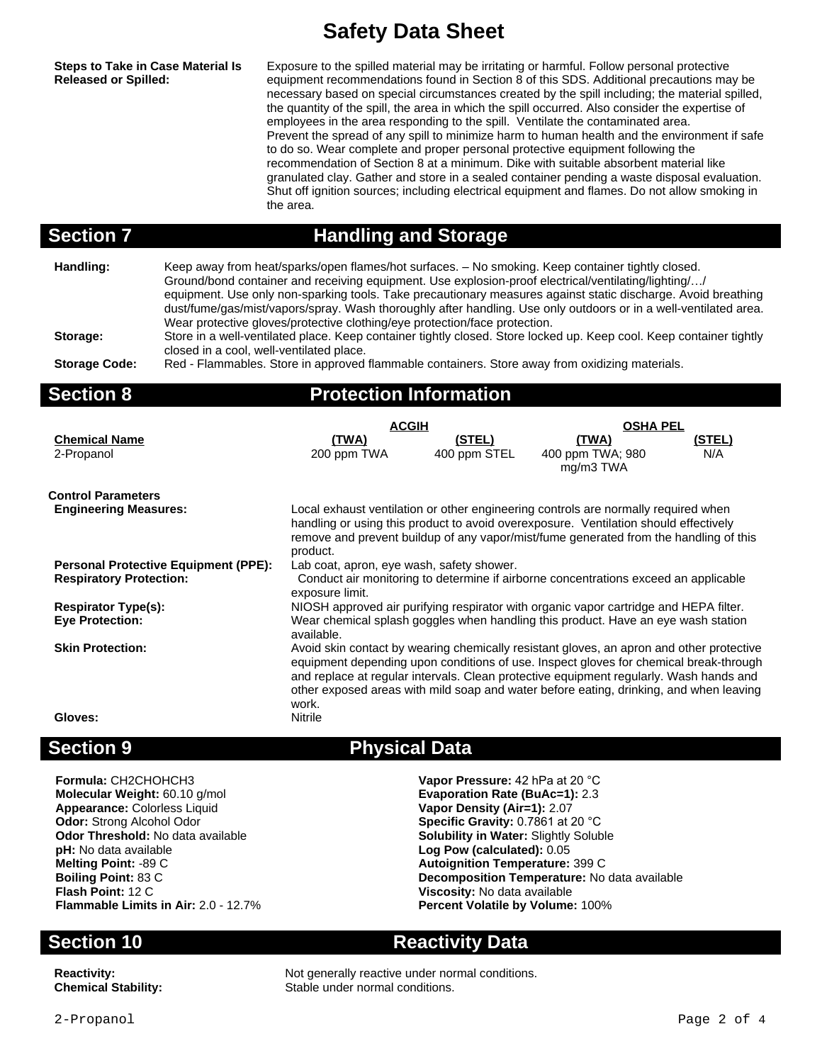# Safety Data Sheet

**Steps to Take in Case Material Is Released or Spilled:** Exposure to the spilled material may be irritating or harmful. Follow personal protective equipment recommendations found in Section 8 of this SDS. Additional precautions may be necessary based on special circumstances created by the spill including; the material spilled, the quantity of the spill, the area in which the spill occurred. Also consider the expertise of employees in the area responding to the spill. Ventilate the contaminated area.
Prevent the spread of any spill to minimize harm to human health and the environment if safe to do so. Wear complete and proper personal protective equipment following the recommendation of Section 8 at a minimum. Dike with suitable absorbent material like granulated clay. Gather and store in a sealed container pending a waste disposal evaluation. Shut off ignition sources; including electrical equipment and flames. Do not allow smoking in the area.

## Section 7 Handling and Storage

**Handling:** Keep away from heat/sparks/open flames/hot surfaces. – No smoking. Keep container tightly closed. Ground/bond container and receiving equipment. Use explosion-proof electrical/ventilating/lighting/…/ equipment. Use only non-sparking tools. Take precautionary measures against static discharge. Avoid breathing dust/fume/gas/mist/vapors/spray. Wash thoroughly after handling. Use only outdoors or in a well-ventilated area. Wear protective gloves/protective clothing/eye protection/face protection.

**Storage:** Store in a well-ventilated place. Keep container tightly closed. Store locked up. Keep cool. Keep container tightly closed in a cool, well-ventilated place.

**Storage Code:** Red - Flammables. Store in approved flammable containers. Store away from oxidizing materials.

## Section 8 Protection Information

| | ACGIH | | OSHA PEL | |
|---|---|---|---|---|
| **Chemical Name** | **(TWA)** | **(STEL)** | **(TWA)** | **(STEL)** |
| 2-Propanol | 200 ppm TWA | 400 ppm STEL | 400 ppm TWA; 980 mg/m3 TWA | N/A |

**Control Parameters**

**Engineering Measures:** Local exhaust ventilation or other engineering controls are normally required when handling or using this product to avoid overexposure. Ventilation should effectively remove and prevent buildup of any vapor/mist/fume generated from the handling of this product.

**Personal Protective Equipment (PPE):** Lab coat, apron, eye wash, safety shower.

**Respiratory Protection:** Conduct air monitoring to determine if airborne concentrations exceed an applicable exposure limit.

**Respirator Type(s):** NIOSH approved air purifying respirator with organic vapor cartridge and HEPA filter.

**Eye Protection:** Wear chemical splash goggles when handling this product. Have an eye wash station available.

**Skin Protection:** Avoid skin contact by wearing chemically resistant gloves, an apron and other protective equipment depending upon conditions of use. Inspect gloves for chemical break-through and replace at regular intervals. Clean protective equipment regularly. Wash hands and other exposed areas with mild soap and water before eating, drinking, and when leaving work.

**Gloves:** Nitrile

## Section 9 Physical Data

**Formula:** CH2CHOHCH3
**Molecular Weight:** 60.10 g/mol
**Appearance:** Colorless Liquid
**Odor:** Strong Alcohol Odor
**Odor Threshold:** No data available
**pH:** No data available
**Melting Point:** -89 C
**Boiling Point:** 83 C
**Flash Point:** 12 C
**Flammable Limits in Air:** 2.0 - 12.7%

**Vapor Pressure:** 42 hPa at 20 °C
**Evaporation Rate (BuAc=1):** 2.3
**Vapor Density (Air=1):** 2.07
**Specific Gravity:** 0.7861 at 20 °C
**Solubility in Water:** Slightly Soluble
**Log Pow (calculated):** 0.05
**Autoignition Temperature:** 399 C
**Decomposition Temperature:** No data available
**Viscosity:** No data available
**Percent Volatile by Volume:** 100%

## Section 10 Reactivity Data

**Reactivity:** Not generally reactive under normal conditions.

**Chemical Stability:** Stable under normal conditions.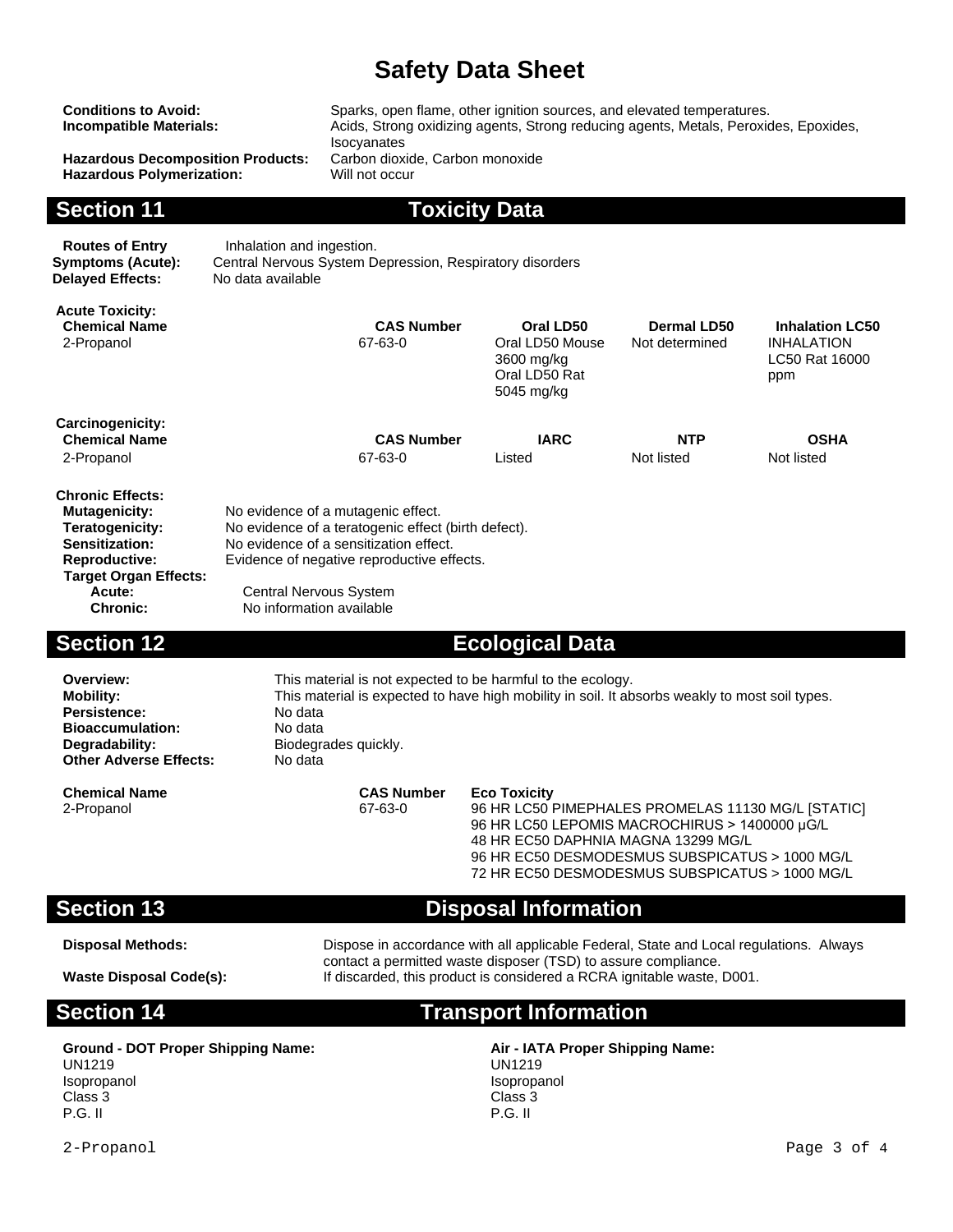# Safety Data Sheet

**Conditions to Avoid:** Sparks, open flame, other ignition sources, and elevated temperatures.
**Incompatible Materials:** Acids, Strong oxidizing agents, Strong reducing agents, Metals, Peroxides, Epoxides, Isocyanates
**Hazardous Decomposition Products:** Carbon dioxide, Carbon monoxide
**Hazardous Polymerization:** Will not occur

## Section 11 Toxicity Data

**Routes of Entry** Inhalation and ingestion.
**Symptoms (Acute):** Central Nervous System Depression, Respiratory disorders
**Delayed Effects:** No data available

**Acute Toxicity:**

| Chemical Name | CAS Number | Oral LD50 | Dermal LD50 | Inhalation LC50 |
|---|---|---|---|---|
| 2-Propanol | 67-63-0 | Oral LD50 Mouse 3600 mg/kg Oral LD50 Rat 5045 mg/kg | Not determined | INHALATION LC50 Rat 16000 ppm |

**Carcinogenicity:**

| Chemical Name | CAS Number | IARC | NTP | OSHA |
|---|---|---|---|---|
| 2-Propanol | 67-63-0 | Listed | Not listed | Not listed |

**Chronic Effects:**

**Mutagenicity:** No evidence of a mutagenic effect.
**Teratogenicity:** No evidence of a teratogenic effect (birth defect).
**Sensitization:** No evidence of a sensitization effect.
**Reproductive:** Evidence of negative reproductive effects.
**Target Organ Effects:**
**Acute:** Central Nervous System
**Chronic:** No information available

## Section 12 Ecological Data

**Overview:** This material is not expected to be harmful to the ecology.
**Mobility:** This material is expected to have high mobility in soil. It absorbs weakly to most soil types.
**Persistence:** No data
**Bioaccumulation:** No data
**Degradability:** Biodegrades quickly.
**Other Adverse Effects:** No data

| Chemical Name | CAS Number | Eco Toxicity |
|---|---|---|
| 2-Propanol | 67-63-0 | 96 HR LC50 PIMEPHALES PROMELAS 11130 MG/L [STATIC]<br>96 HR LC50 LEPOMIS MACROCHIRUS > 1400000 µG/L<br>48 HR EC50 DAPHNIA MAGNA 13299 MG/L<br>96 HR EC50 DESMODESMUS SUBSPICATUS > 1000 MG/L<br>72 HR EC50 DESMODESMUS SUBSPICATUS > 1000 MG/L |

## Section 13 Disposal Information

**Disposal Methods:** Dispose in accordance with all applicable Federal, State and Local regulations. Always contact a permitted waste disposer (TSD) to assure compliance.
**Waste Disposal Code(s):** If discarded, this product is considered a RCRA ignitable waste, D001.

## Section 14 Transport Information

**Ground - DOT Proper Shipping Name:**
UN1219
Isopropanol
Class 3
P.G. II

**Air - IATA Proper Shipping Name:**
UN1219
Isopropanol
Class 3
P.G. II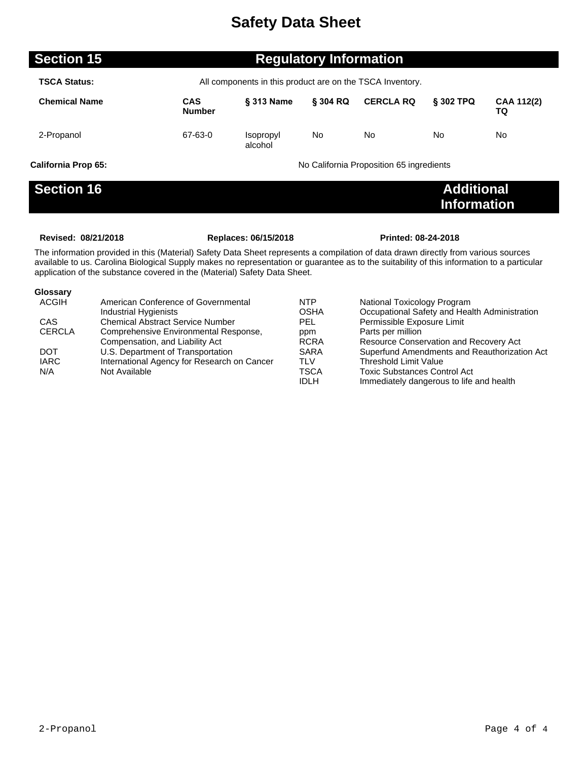# Safety Data Sheet

## Section 15 Regulatory Information

**TSCA Status:** All components in this product are on the TSCA Inventory.

| Chemical Name | CAS Number | § 313 Name | § 304 RQ | CERCLA RQ | § 302 TPQ | CAA 112(2) TQ |
|---|---|---|---|---|---|---|
| 2-Propanol | 67-63-0 | Isopropyl alcohol | No | No | No | No |

**California Prop 65:** No California Proposition 65 ingredients

## Section 16 Additional Information

**Revised: 08/21/2018** **Replaces: 06/15/2018** **Printed: 08-24-2018**

The information provided in this (Material) Safety Data Sheet represents a compilation of data drawn directly from various sources available to us. Carolina Biological Supply makes no representation or guarantee as to the suitability of this information to a particular application of the substance covered in the (Material) Safety Data Sheet.

**Glossary**

| | |
|---|---|
| ACGIH | American Conference of Governmental Industrial Hygienists |
| CAS | Chemical Abstract Service Number |
| CERCLA | Comprehensive Environmental Response, Compensation, and Liability Act |
| DOT | U.S. Department of Transportation |
| IARC | International Agency for Research on Cancer |
| N/A | Not Available |
| NTP | National Toxicology Program |
| OSHA | Occupational Safety and Health Administration |
| PEL | Permissible Exposure Limit |
| ppm | Parts per million |
| RCRA | Resource Conservation and Recovery Act |
| SARA | Superfund Amendments and Reauthorization Act |
| TLV | Threshold Limit Value |
| TSCA | Toxic Substances Control Act |
| IDLH | Immediately dangerous to life and health |